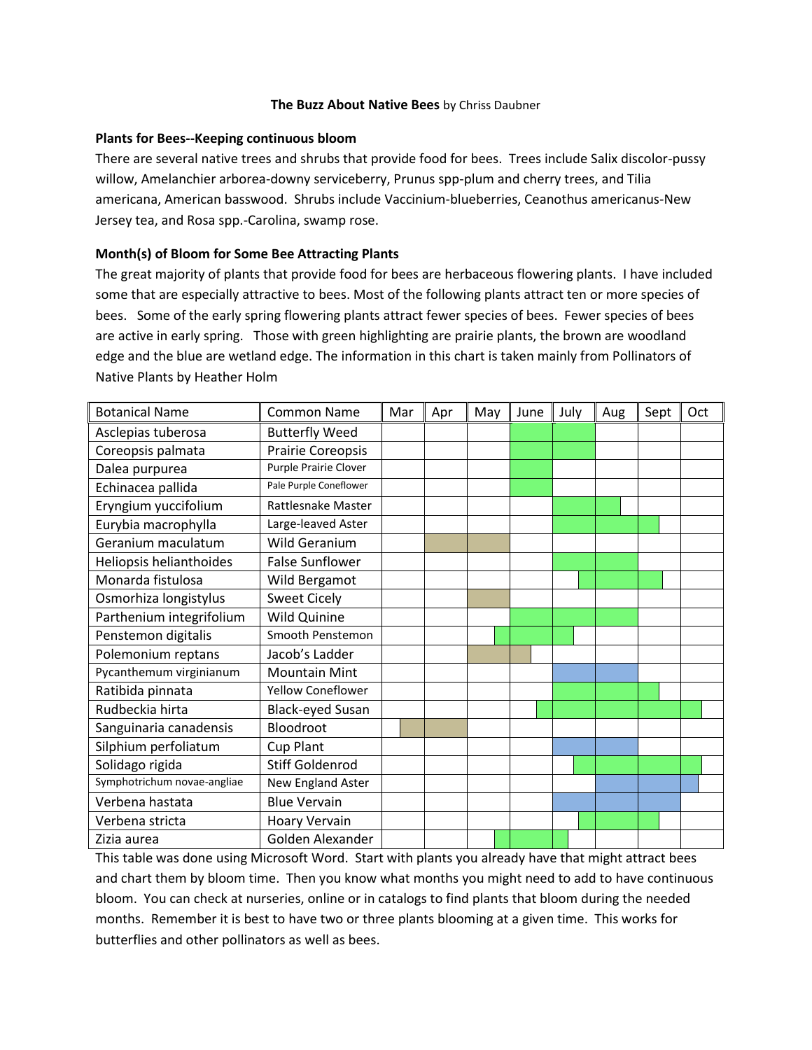**The Buzz About Native Bees** by Chriss Daubner

### Plants for Bees--Keeping continuous bloom

There are several native trees and shrubs that provide food for bees. Trees include Salix discolor-pussy willow, Amelanchier arborea-downy serviceberry, Prunus spp-plum and cherry trees, and Tilia americana, American basswood. Shrubs include Vaccinium-blueberries, Ceanothus americanus-New Jersey tea, and Rosa spp.-Carolina, swamp rose.

### Month(s) of Bloom for Some Bee Attracting Plants

The great majority of plants that provide food for bees are herbaceous flowering plants. I have included some that are especially attractive to bees. Most of the following plants attract ten or more species of bees. Some of the early spring flowering plants attract fewer species of bees. Fewer species of bees are active in early spring. Those with green highlighting are prairie plants, the brown are woodland edge and the blue are wetland edge. The information in this chart is taken mainly from Pollinators of Native Plants by Heather Holm

| Botanical Name | Common Name | Mar | Apr | May | June | July | Aug | Sept | Oct |
|---|---|---|---|---|---|---|---|---|---|
| Asclepias tuberosa | Butterfly Weed | | | | | | | | |
| Coreopsis palmata | Prairie Coreopsis | | | | | | | | |
| Dalea purpurea | Purple Prairie Clover | | | | | | | | |
| Echinacea pallida | Pale Purple Coneflower | | | | | | | | |
| Eryngium yuccifolium | Rattlesnake Master | | | | | | | | |
| Eurybia macrophylla | Large-leaved Aster | | | | | | | | |
| Geranium maculatum | Wild Geranium | | | | | | | | |
| Heliopsis helianthoides | False Sunflower | | | | | | | | |
| Monarda fistulosa | Wild Bergamot | | | | | | | | |
| Osmorhiza longistylus | Sweet Cicely | | | | | | | | |
| Parthenium integrifolium | Wild Quinine | | | | | | | | |
| Penstemon digitalis | Smooth Penstemon | | | | | | | | |
| Polemonium reptans | Jacob's Ladder | | | | | | | | |
| Pycanthemum virginianum | Mountain Mint | | | | | | | | |
| Ratibida pinnata | Yellow Coneflower | | | | | | | | |
| Rudbeckia hirta | Black-eyed Susan | | | | | | | | |
| Sanguinaria canadensis | Bloodroot | | | | | | | | |
| Silphium perfoliatum | Cup Plant | | | | | | | | |
| Solidago rigida | Stiff Goldenrod | | | | | | | | |
| Symphotrichum novae-angliae | New England Aster | | | | | | | | |
| Verbena hastata | Blue Vervain | | | | | | | | |
| Verbena stricta | Hoary Vervain | | | | | | | | |
| Zizia aurea | Golden Alexander | | | | | | | | |

This table was done using Microsoft Word. Start with plants you already have that might attract bees and chart them by bloom time. Then you know what months you might need to add to have continuous bloom. You can check at nurseries, online or in catalogs to find plants that bloom during the needed months. Remember it is best to have two or three plants blooming at a given time. This works for butterflies and other pollinators as well as bees.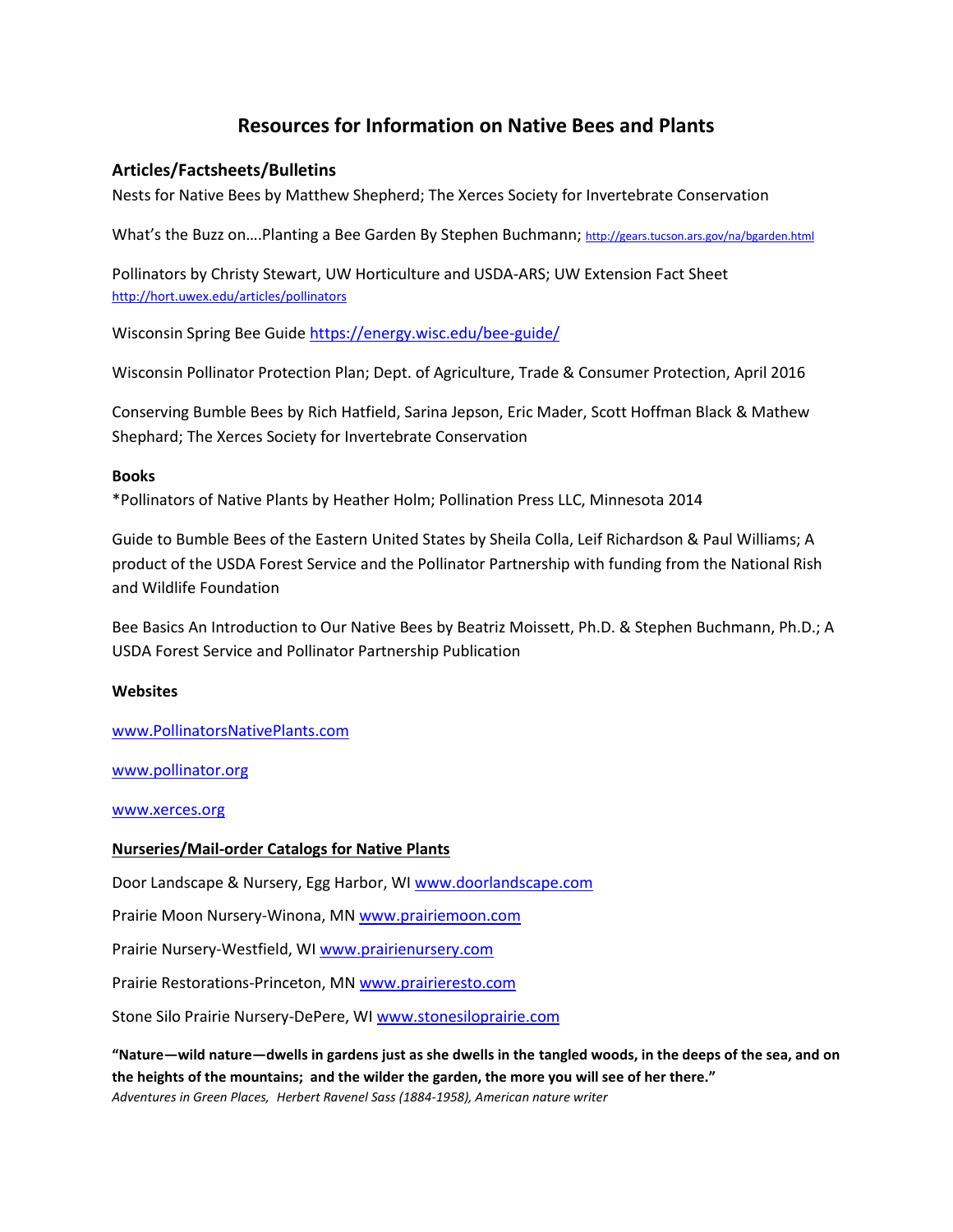# Resources for Information on Native Bees and Plants

## Articles/Factsheets/Bulletins

Nests for Native Bees by Matthew Shepherd; The Xerces Society for Invertebrate Conservation

What's the Buzz on….Planting a Bee Garden By Stephen Buchmann; http://gears.tucson.ars.gov/na/bgarden.html

Pollinators by Christy Stewart, UW Horticulture and USDA-ARS; UW Extension Fact Sheet http://hort.uwex.edu/articles/pollinators

Wisconsin Spring Bee Guide https://energy.wisc.edu/bee-guide/

Wisconsin Pollinator Protection Plan; Dept. of Agriculture, Trade & Consumer Protection, April 2016

Conserving Bumble Bees by Rich Hatfield, Sarina Jepson, Eric Mader, Scott Hoffman Black & Mathew Shephard; The Xerces Society for Invertebrate Conservation

**Books**

*Pollinators of Native Plants by Heather Holm; Pollination Press LLC, Minnesota 2014

Guide to Bumble Bees of the Eastern United States by Sheila Colla, Leif Richardson & Paul Williams; A product of the USDA Forest Service and the Pollinator Partnership with funding from the National Rish and Wildlife Foundation

Bee Basics An Introduction to Our Native Bees by Beatriz Moissett, Ph.D. & Stephen Buchmann, Ph.D.; A USDA Forest Service and Pollinator Partnership Publication

**Websites**

www.PollinatorsNativePlants.com

www.pollinator.org

www.xerces.org

**Nurseries/Mail-order Catalogs for Native Plants**

Door Landscape & Nursery, Egg Harbor, WI www.doorlandscape.com

Prairie Moon Nursery-Winona, MN www.prairiemoon.com

Prairie Nursery-Westfield, WI www.prairienursery.com

Prairie Restorations-Princeton, MN www.prairieresto.com

Stone Silo Prairie Nursery-DePere, WI www.stonesiloprairie.com

**"Nature—wild nature—dwells in gardens just as she dwells in the tangled woods, in the deeps of the sea, and on the heights of the mountains; and the wilder the garden, the more you will see of her there."**
*Adventures in Green Places, Herbert Ravenel Sass (1884-1958), American nature writer*